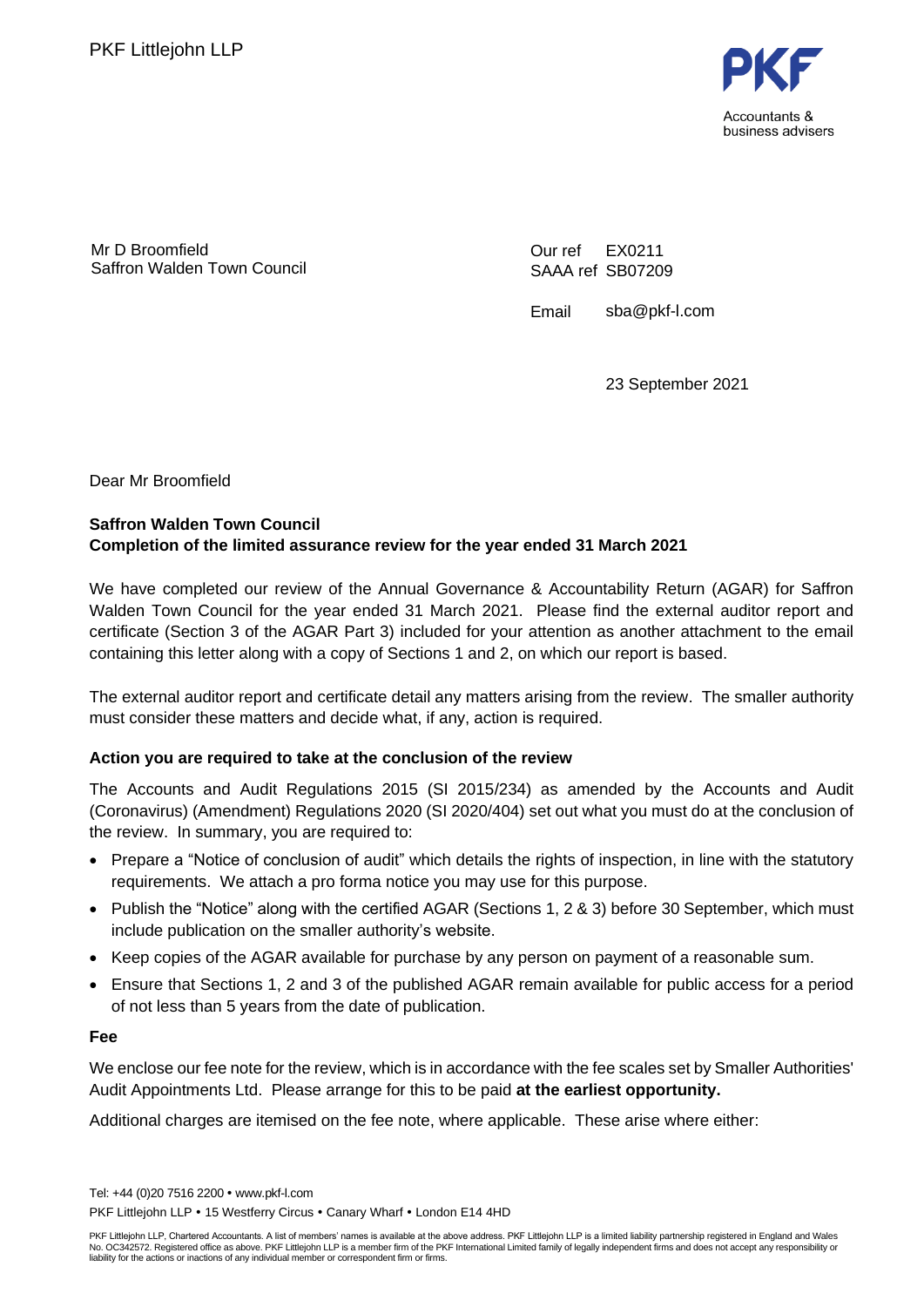PKF Littlejohn LLP

PKF
Accountants & business advisers

Mr D Broomfield
Saffron Walden Town Council

Our ref EX0211
SAAA ref SB07209

Email sba@pkf-l.com

23 September 2021

Dear Mr Broomfield

**Saffron Walden Town Council**
**Completion of the limited assurance review for the year ended 31 March 2021**

We have completed our review of the Annual Governance & Accountability Return (AGAR) for Saffron Walden Town Council for the year ended 31 March 2021. Please find the external auditor report and certificate (Section 3 of the AGAR Part 3) included for your attention as another attachment to the email containing this letter along with a copy of Sections 1 and 2, on which our report is based.

The external auditor report and certificate detail any matters arising from the review. The smaller authority must consider these matters and decide what, if any, action is required.

**Action you are required to take at the conclusion of the review**

The Accounts and Audit Regulations 2015 (SI 2015/234) as amended by the Accounts and Audit (Coronavirus) (Amendment) Regulations 2020 (SI 2020/404) set out what you must do at the conclusion of the review. In summary, you are required to:

- Prepare a "Notice of conclusion of audit" which details the rights of inspection, in line with the statutory requirements. We attach a pro forma notice you may use for this purpose.
- Publish the "Notice" along with the certified AGAR (Sections 1, 2 & 3) before 30 September, which must include publication on the smaller authority's website.
- Keep copies of the AGAR available for purchase by any person on payment of a reasonable sum.
- Ensure that Sections 1, 2 and 3 of the published AGAR remain available for public access for a period of not less than 5 years from the date of publication.

**Fee**

We enclose our fee note for the review, which is in accordance with the fee scales set by Smaller Authorities' Audit Appointments Ltd. Please arrange for this to be paid **at the earliest opportunity.**

Additional charges are itemised on the fee note, where applicable. These arise where either:

Tel: +44 (0)20 7516 2200 • www.pkf-l.com
PKF Littlejohn LLP • 15 Westferry Circus • Canary Wharf • London E14 4HD

PKF Littlejohn LLP, Chartered Accountants. A list of members' names is available at the above address. PKF Littlejohn LLP is a limited liability partnership registered in England and Wales No. OC342572. Registered office as above. PKF Littlejohn LLP is a member firm of the PKF International Limited family of legally independent firms and does not accept any responsibility or liability for the actions or inactions of any individual member or correspondent firm or firms.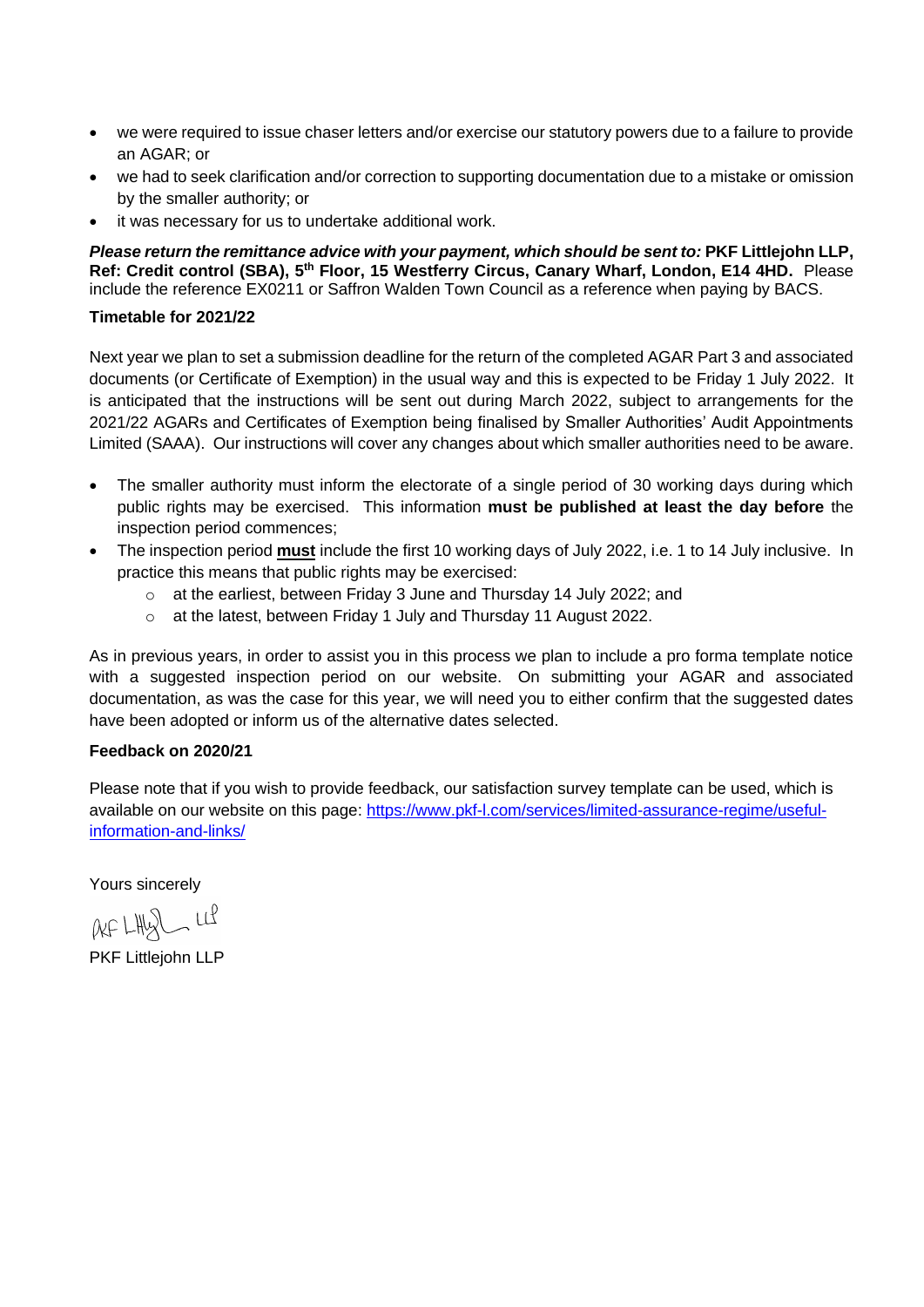- we were required to issue chaser letters and/or exercise our statutory powers due to a failure to provide an AGAR; or
- we had to seek clarification and/or correction to supporting documentation due to a mistake or omission by the smaller authority; or
- it was necessary for us to undertake additional work.

***Please return the remittance advice with your payment, which should be sent to:*** **PKF Littlejohn LLP, Ref: Credit control (SBA), 5th Floor, 15 Westferry Circus, Canary Wharf, London, E14 4HD.** Please include the reference EX0211 or Saffron Walden Town Council as a reference when paying by BACS.

**Timetable for 2021/22**

Next year we plan to set a submission deadline for the return of the completed AGAR Part 3 and associated documents (or Certificate of Exemption) in the usual way and this is expected to be Friday 1 July 2022. It is anticipated that the instructions will be sent out during March 2022, subject to arrangements for the 2021/22 AGARs and Certificates of Exemption being finalised by Smaller Authorities' Audit Appointments Limited (SAAA). Our instructions will cover any changes about which smaller authorities need to be aware.

- The smaller authority must inform the electorate of a single period of 30 working days during which public rights may be exercised. This information **must be published at least the day before** the inspection period commences;
- The inspection period **must** include the first 10 working days of July 2022, i.e. 1 to 14 July inclusive. In practice this means that public rights may be exercised:
  - at the earliest, between Friday 3 June and Thursday 14 July 2022; and
  - at the latest, between Friday 1 July and Thursday 11 August 2022.

As in previous years, in order to assist you in this process we plan to include a pro forma template notice with a suggested inspection period on our website. On submitting your AGAR and associated documentation, as was the case for this year, we will need you to either confirm that the suggested dates have been adopted or inform us of the alternative dates selected.

**Feedback on 2020/21**

Please note that if you wish to provide feedback, our satisfaction survey template can be used, which is available on our website on this page: https://www.pkf-l.com/services/limited-assurance-regime/useful-information-and-links/

Yours sincerely

PKF Littlejohn LLP

PKF Littlejohn LLP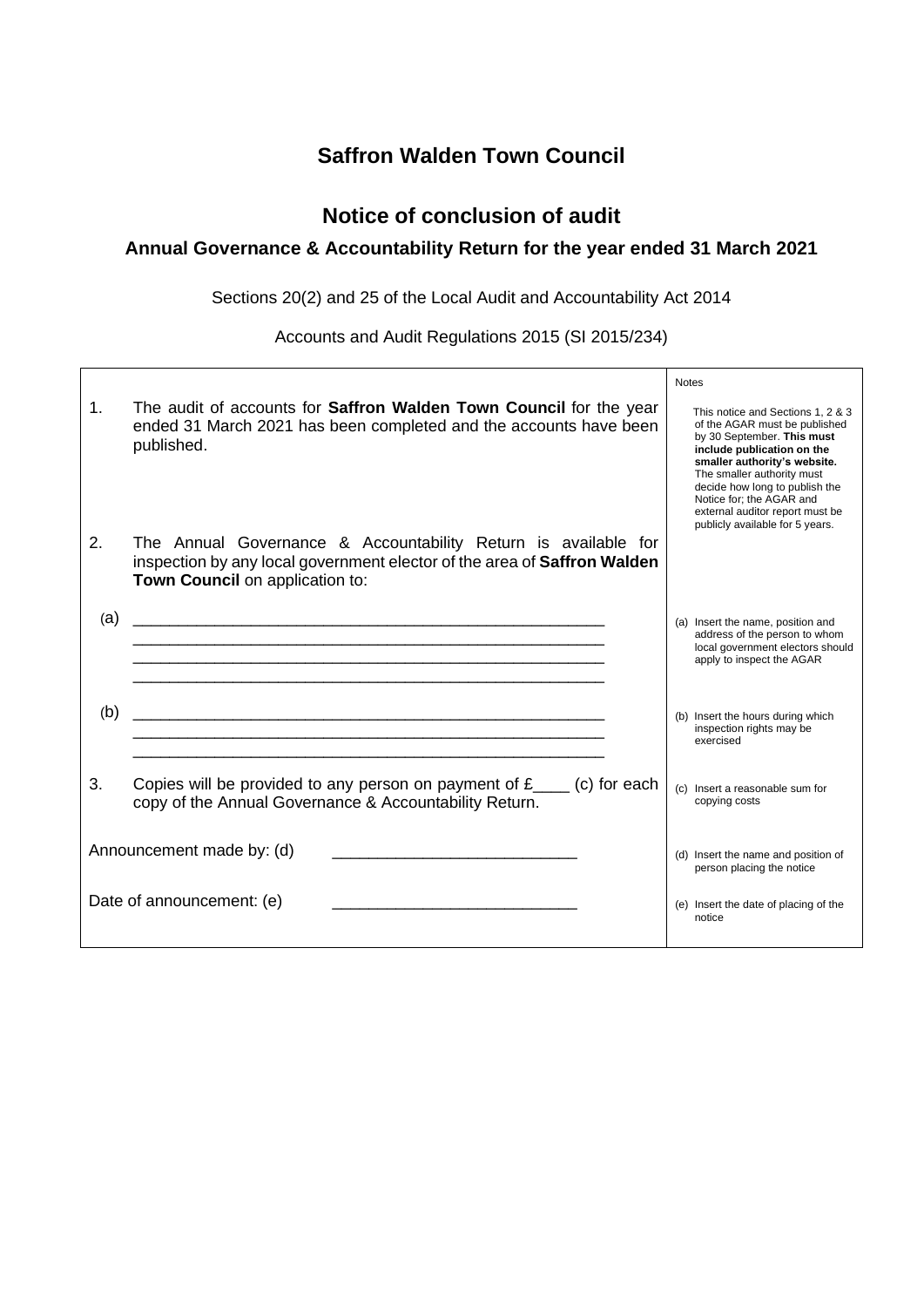# Saffron Walden Town Council

## Notice of conclusion of audit

### Annual Governance & Accountability Return for the year ended 31 March 2021

Sections 20(2) and 25 of the Local Audit and Accountability Act 2014

Accounts and Audit Regulations 2015 (SI 2015/234)

| | Notes |
|---|---|
| 1. The audit of accounts for **Saffron Walden Town Council** for the year ended 31 March 2021 has been completed and the accounts have been published. | This notice and Sections 1, 2 & 3 of the AGAR must be published by 30 September. **This must include publication on the smaller authority's website.** The smaller authority must decide how long to publish the Notice for; the AGAR and external auditor report must be publicly available for 5 years. |
| 2. The Annual Governance & Accountability Return is available for inspection by any local government elector of the area of **Saffron Walden Town Council** on application to: | |
| (a) ______________________________________________________<br>______________________________________________________<br>______________________________________________________<br>______________________________________________________ | (a) Insert the name, position and address of the person to whom local government electors should apply to inspect the AGAR |
| (b) ______________________________________________________<br>______________________________________________________<br>______________________________________________________ | (b) Insert the hours during which inspection rights may be exercised |
| 3. Copies will be provided to any person on payment of £____ (c) for each copy of the Annual Governance & Accountability Return. | (c) Insert a reasonable sum for copying costs |
| Announcement made by: (d) ___________________________ | (d) Insert the name and position of person placing the notice |
| Date of announcement: (e) ___________________________ | (e) Insert the date of placing of the notice |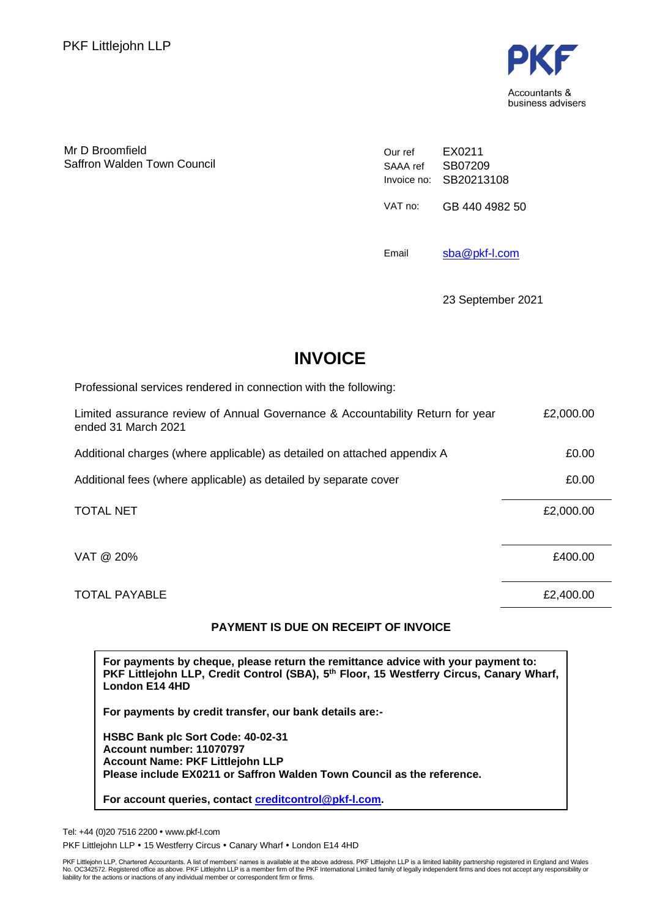PKF Littlejohn LLP

PKF
Accountants & business advisers

Mr D Broomfield
Saffron Walden Town Council

| | |
|---|---|
| Our ref | EX0211 |
| SAAA ref | SB07209 |
| Invoice no: | SB20213108 |
| VAT no: | GB 440 4982 50 |
| Email | sba@pkf-l.com |

23 September 2021

# INVOICE

Professional services rendered in connection with the following:

| | |
|---|---|
| Limited assurance review of Annual Governance & Accountability Return for year ended 31 March 2021 | £2,000.00 |
| Additional charges (where applicable) as detailed on attached appendix A | £0.00 |
| Additional fees (where applicable) as detailed by separate cover | £0.00 |
| TOTAL NET | £2,000.00 |
| VAT @ 20% | £400.00 |
| TOTAL PAYABLE | £2,400.00 |

**PAYMENT IS DUE ON RECEIPT OF INVOICE**

**For payments by cheque, please return the remittance advice with your payment to: PKF Littlejohn LLP, Credit Control (SBA), 5th Floor, 15 Westferry Circus, Canary Wharf, London E14 4HD**

**For payments by credit transfer, our bank details are:-**

**HSBC Bank plc Sort Code: 40-02-31**
**Account number: 11070797**
**Account Name: PKF Littlejohn LLP**
**Please include EX0211 or Saffron Walden Town Council as the reference.**

**For account queries, contact creditcontrol@pkf-l.com.**

Tel: +44 (0)20 7516 2200 • www.pkf-l.com

PKF Littlejohn LLP • 15 Westferry Circus • Canary Wharf • London E14 4HD

PKF Littlejohn LLP, Chartered Accountants. A list of members' names is available at the above address. PKF Littlejohn LLP is a limited liability partnership registered in England and Wales No. OC342572. Registered office as above. PKF Littlejohn LLP is a member firm of the PKF International Limited family of legally independent firms and does not accept any responsibility or liability for the actions or inactions of any individual member or correspondent firm or firms.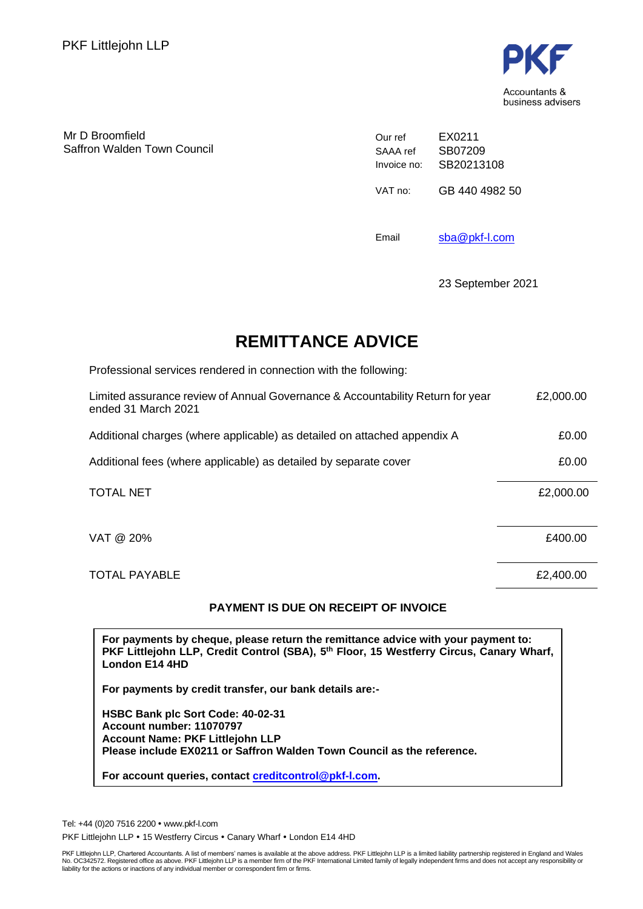PKF Littlejohn LLP

PKF
Accountants & business advisers

Mr D Broomfield
Saffron Walden Town Council

| | |
|---|---|
| Our ref | EX0211 |
| SAAA ref | SB07209 |
| Invoice no: | SB20213108 |
| VAT no: | GB 440 4982 50 |
| Email | sba@pkf-l.com |

23 September 2021

# REMITTANCE ADVICE

Professional services rendered in connection with the following:

| | |
|---|---|
| Limited assurance review of Annual Governance & Accountability Return for year ended 31 March 2021 | £2,000.00 |
| Additional charges (where applicable) as detailed on attached appendix A | £0.00 |
| Additional fees (where applicable) as detailed by separate cover | £0.00 |
| TOTAL NET | £2,000.00 |
| VAT @ 20% | £400.00 |
| TOTAL PAYABLE | £2,400.00 |

**PAYMENT IS DUE ON RECEIPT OF INVOICE**

**For payments by cheque, please return the remittance advice with your payment to: PKF Littlejohn LLP, Credit Control (SBA), 5th Floor, 15 Westferry Circus, Canary Wharf, London E14 4HD**

**For payments by credit transfer, our bank details are:-**

**HSBC Bank plc Sort Code: 40-02-31**
**Account number: 11070797**
**Account Name: PKF Littlejohn LLP**
**Please include EX0211 or Saffron Walden Town Council as the reference.**

**For account queries, contact creditcontrol@pkf-l.com.**

Tel: +44 (0)20 7516 2200 • www.pkf-l.com
PKF Littlejohn LLP • 15 Westferry Circus • Canary Wharf • London E14 4HD

PKF Littlejohn LLP, Chartered Accountants. A list of members' names is available at the above address. PKF Littlejohn LLP is a limited liability partnership registered in England and Wales No. OC342572. Registered office as above. PKF Littlejohn LLP is a member firm of the PKF International Limited family of legally independent firms and does not accept any responsibility or liability for the actions or inactions of any individual member or correspondent firm or firms.